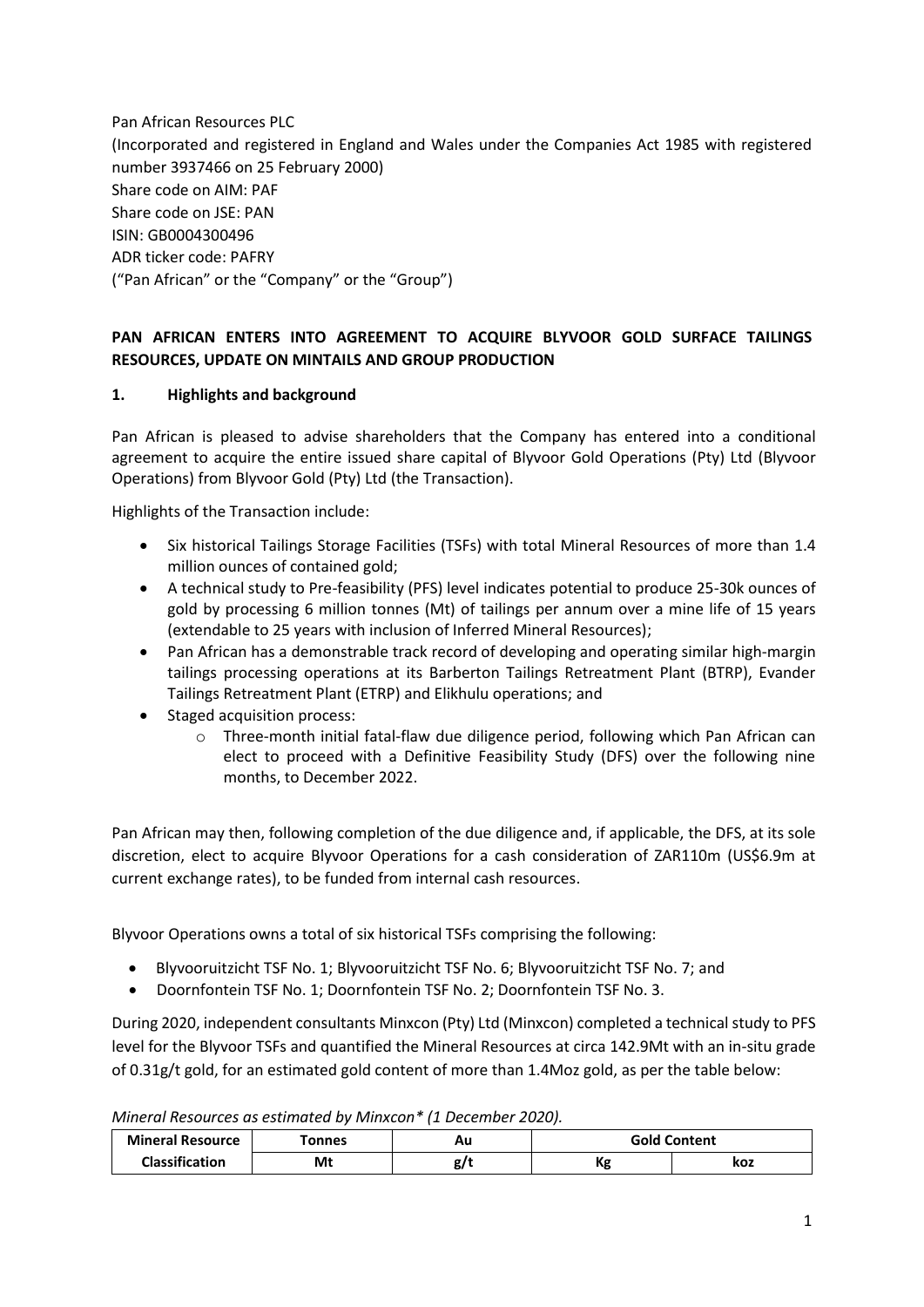Pan African Resources PLC
(Incorporated and registered in England and Wales under the Companies Act 1985 with registered number 3937466 on 25 February 2000)
Share code on AIM: PAF
Share code on JSE: PAN
ISIN: GB0004300496
ADR ticker code: PAFRY
("Pan African" or the "Company" or the "Group")

**PAN AFRICAN ENTERS INTO AGREEMENT TO ACQUIRE BLYVOOR GOLD SURFACE TAILINGS RESOURCES, UPDATE ON MINTAILS AND GROUP PRODUCTION**

## 1. Highlights and background

Pan African is pleased to advise shareholders that the Company has entered into a conditional agreement to acquire the entire issued share capital of Blyvoor Gold Operations (Pty) Ltd (Blyvoor Operations) from Blyvoor Gold (Pty) Ltd (the Transaction).

Highlights of the Transaction include:

- Six historical Tailings Storage Facilities (TSFs) with total Mineral Resources of more than 1.4 million ounces of contained gold;
- A technical study to Pre-feasibility (PFS) level indicates potential to produce 25-30k ounces of gold by processing 6 million tonnes (Mt) of tailings per annum over a mine life of 15 years (extendable to 25 years with inclusion of Inferred Mineral Resources);
- Pan African has a demonstrable track record of developing and operating similar high-margin tailings processing operations at its Barberton Tailings Retreatment Plant (BTRP), Evander Tailings Retreatment Plant (ETRP) and Elikhulu operations; and
- Staged acquisition process:
  - Three-month initial fatal-flaw due diligence period, following which Pan African can elect to proceed with a Definitive Feasibility Study (DFS) over the following nine months, to December 2022.

Pan African may then, following completion of the due diligence and, if applicable, the DFS, at its sole discretion, elect to acquire Blyvoor Operations for a cash consideration of ZAR110m (US$6.9m at current exchange rates), to be funded from internal cash resources.

Blyvoor Operations owns a total of six historical TSFs comprising the following:

- Blyvooruitzicht TSF No. 1; Blyvooruitzicht TSF No. 6; Blyvooruitzicht TSF No. 7; and
- Doornfontein TSF No. 1; Doornfontein TSF No. 2; Doornfontein TSF No. 3.

During 2020, independent consultants Minxcon (Pty) Ltd (Minxcon) completed a technical study to PFS level for the Blyvoor TSFs and quantified the Mineral Resources at circa 142.9Mt with an in-situ grade of 0.31g/t gold, for an estimated gold content of more than 1.4Moz gold, as per the table below:

*Mineral Resources as estimated by Minxcon\* (1 December 2020).*

| Mineral Resource Classification | Tonnes | Au | Gold Content | |
|---|---|---|---|---|
| | Mt | g/t | Kg | koz |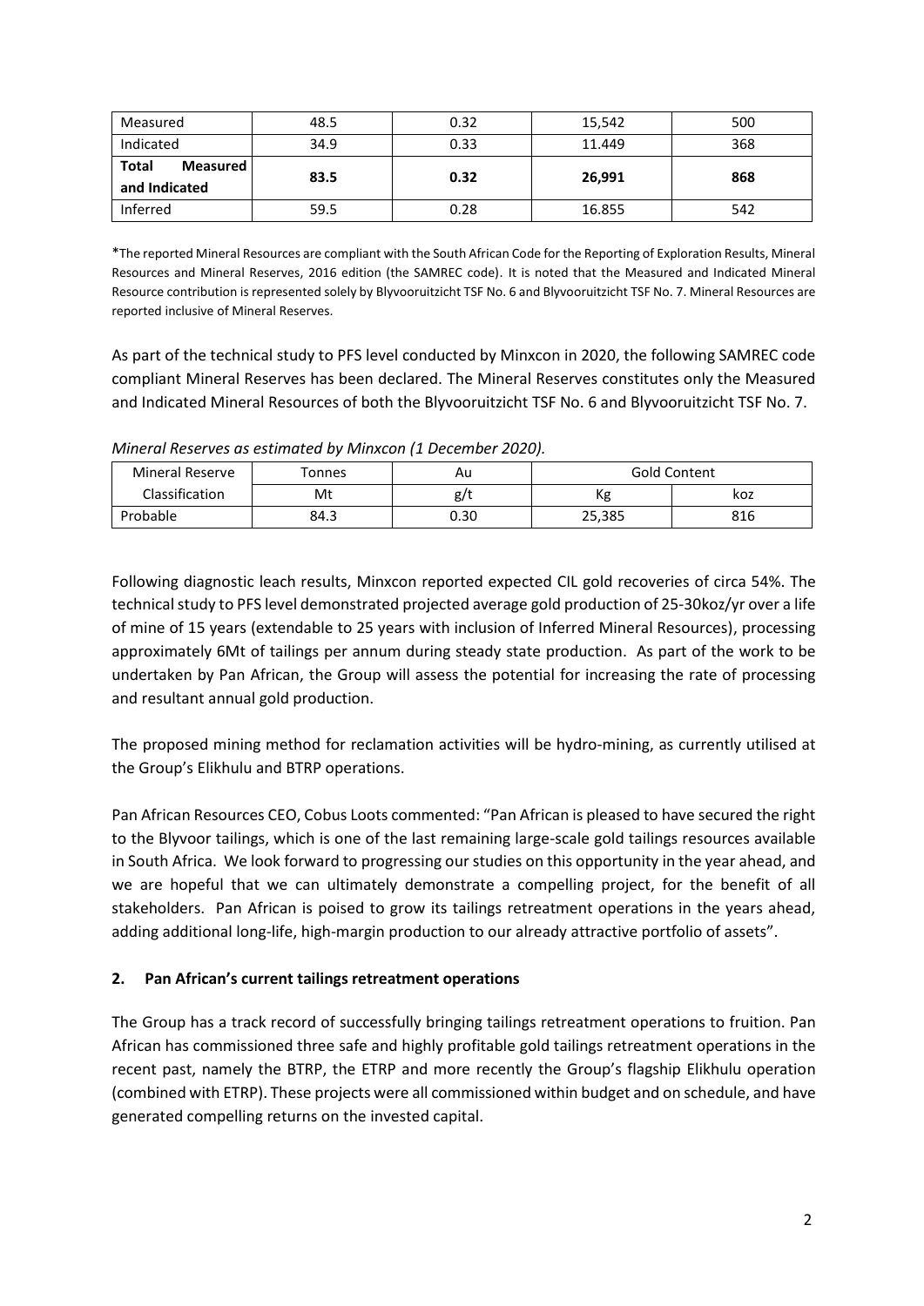| Measured | 48.5 | 0.32 | 15,542 | 500 |
| --- | --- | --- | --- | --- |
| Indicated | 34.9 | 0.33 | 11.449 | 368 |
| **Total Measured and Indicated** | **83.5** | **0.32** | **26,991** | **868** |
| Inferred | 59.5 | 0.28 | 16.855 | 542 |

*The reported Mineral Resources are compliant with the South African Code for the Reporting of Exploration Results, Mineral Resources and Mineral Reserves, 2016 edition (the SAMREC code). It is noted that the Measured and Indicated Mineral Resource contribution is represented solely by Blyvooruitzicht TSF No. 6 and Blyvooruitzicht TSF No. 7. Mineral Resources are reported inclusive of Mineral Reserves.

As part of the technical study to PFS level conducted by Minxcon in 2020, the following SAMREC code compliant Mineral Reserves has been declared. The Mineral Reserves constitutes only the Measured and Indicated Mineral Resources of both the Blyvooruitzicht TSF No. 6 and Blyvooruitzicht TSF No. 7.

*Mineral Reserves as estimated by Minxcon (1 December 2020).*

| Mineral Reserve | Tonnes | Au | Gold Content | |
| --- | --- | --- | --- | --- |
| Classification | Mt | g/t | Kg | koz |
| Probable | 84.3 | 0.30 | 25,385 | 816 |

Following diagnostic leach results, Minxcon reported expected CIL gold recoveries of circa 54%. The technical study to PFS level demonstrated projected average gold production of 25-30koz/yr over a life of mine of 15 years (extendable to 25 years with inclusion of Inferred Mineral Resources), processing approximately 6Mt of tailings per annum during steady state production. As part of the work to be undertaken by Pan African, the Group will assess the potential for increasing the rate of processing and resultant annual gold production.

The proposed mining method for reclamation activities will be hydro-mining, as currently utilised at the Group's Elikhulu and BTRP operations.

Pan African Resources CEO, Cobus Loots commented: "Pan African is pleased to have secured the right to the Blyvoor tailings, which is one of the last remaining large-scale gold tailings resources available in South Africa. We look forward to progressing our studies on this opportunity in the year ahead, and we are hopeful that we can ultimately demonstrate a compelling project, for the benefit of all stakeholders. Pan African is poised to grow its tailings retreatment operations in the years ahead, adding additional long-life, high-margin production to our already attractive portfolio of assets".

## 2. Pan African's current tailings retreatment operations

The Group has a track record of successfully bringing tailings retreatment operations to fruition. Pan African has commissioned three safe and highly profitable gold tailings retreatment operations in the recent past, namely the BTRP, the ETRP and more recently the Group's flagship Elikhulu operation (combined with ETRP). These projects were all commissioned within budget and on schedule, and have generated compelling returns on the invested capital.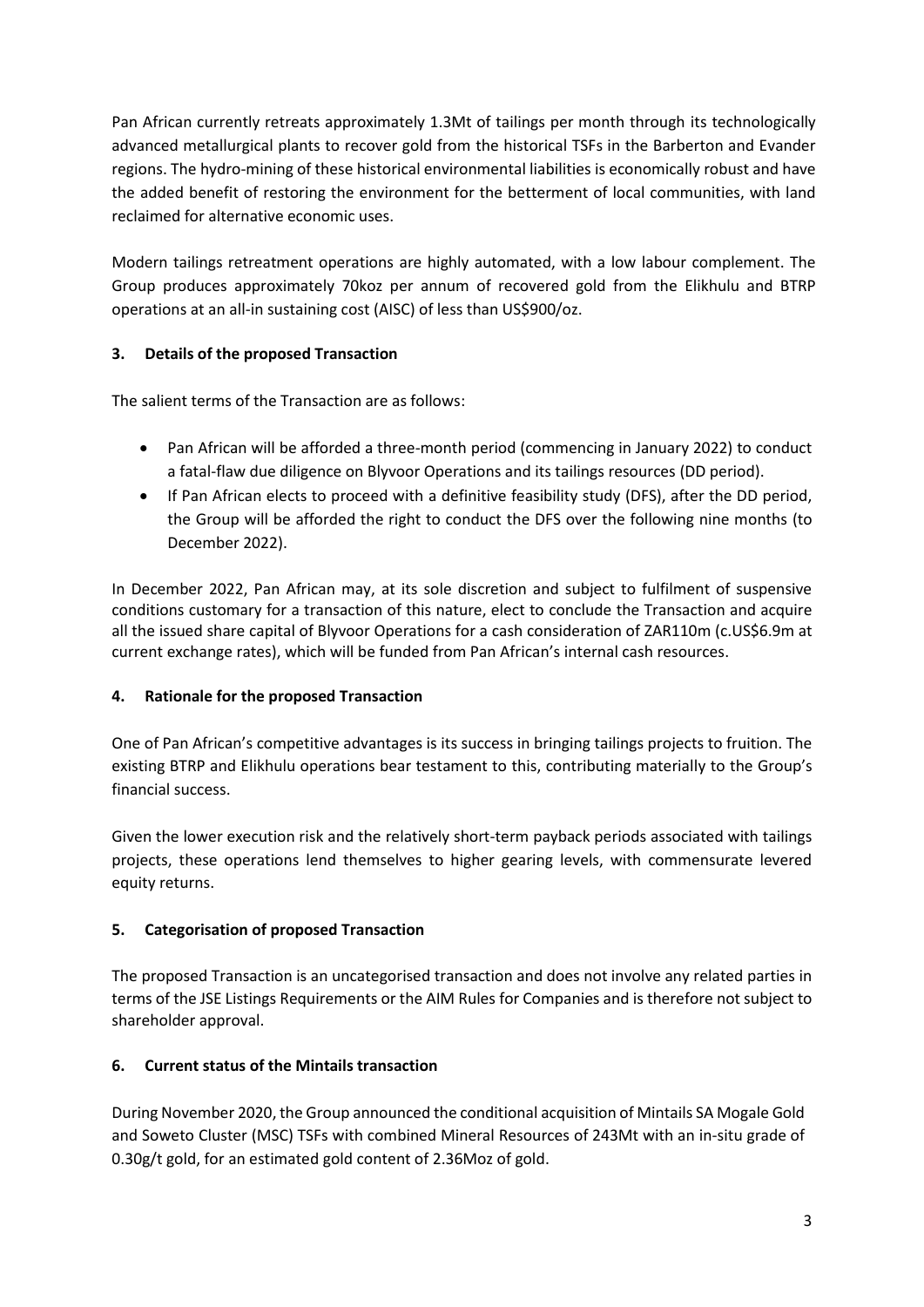Pan African currently retreats approximately 1.3Mt of tailings per month through its technologically advanced metallurgical plants to recover gold from the historical TSFs in the Barberton and Evander regions. The hydro-mining of these historical environmental liabilities is economically robust and have the added benefit of restoring the environment for the betterment of local communities, with land reclaimed for alternative economic uses.

Modern tailings retreatment operations are highly automated, with a low labour complement. The Group produces approximately 70koz per annum of recovered gold from the Elikhulu and BTRP operations at an all-in sustaining cost (AISC) of less than US$900/oz.

## 3. Details of the proposed Transaction

The salient terms of the Transaction are as follows:

- Pan African will be afforded a three-month period (commencing in January 2022) to conduct a fatal-flaw due diligence on Blyvoor Operations and its tailings resources (DD period).
- If Pan African elects to proceed with a definitive feasibility study (DFS), after the DD period, the Group will be afforded the right to conduct the DFS over the following nine months (to December 2022).

In December 2022, Pan African may, at its sole discretion and subject to fulfilment of suspensive conditions customary for a transaction of this nature, elect to conclude the Transaction and acquire all the issued share capital of Blyvoor Operations for a cash consideration of ZAR110m (c.US$6.9m at current exchange rates), which will be funded from Pan African's internal cash resources.

## 4. Rationale for the proposed Transaction

One of Pan African's competitive advantages is its success in bringing tailings projects to fruition. The existing BTRP and Elikhulu operations bear testament to this, contributing materially to the Group's financial success.

Given the lower execution risk and the relatively short-term payback periods associated with tailings projects, these operations lend themselves to higher gearing levels, with commensurate levered equity returns.

## 5. Categorisation of proposed Transaction

The proposed Transaction is an uncategorised transaction and does not involve any related parties in terms of the JSE Listings Requirements or the AIM Rules for Companies and is therefore not subject to shareholder approval.

## 6. Current status of the Mintails transaction

During November 2020, the Group announced the conditional acquisition of Mintails SA Mogale Gold and Soweto Cluster (MSC) TSFs with combined Mineral Resources of 243Mt with an in-situ grade of 0.30g/t gold, for an estimated gold content of 2.36Moz of gold.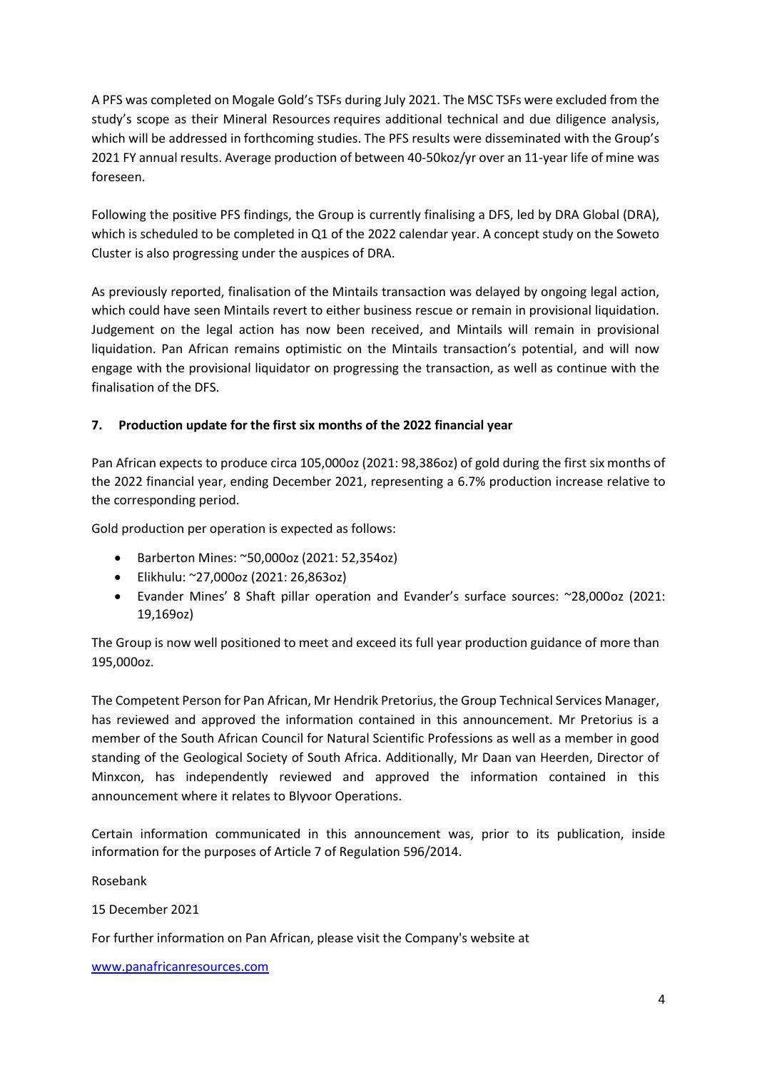A PFS was completed on Mogale Gold's TSFs during July 2021. The MSC TSFs were excluded from the study's scope as their Mineral Resources requires additional technical and due diligence analysis, which will be addressed in forthcoming studies. The PFS results were disseminated with the Group's 2021 FY annual results. Average production of between 40-50koz/yr over an 11-year life of mine was foreseen.

Following the positive PFS findings, the Group is currently finalising a DFS, led by DRA Global (DRA), which is scheduled to be completed in Q1 of the 2022 calendar year. A concept study on the Soweto Cluster is also progressing under the auspices of DRA.

As previously reported, finalisation of the Mintails transaction was delayed by ongoing legal action, which could have seen Mintails revert to either business rescue or remain in provisional liquidation. Judgement on the legal action has now been received, and Mintails will remain in provisional liquidation. Pan African remains optimistic on the Mintails transaction's potential, and will now engage with the provisional liquidator on progressing the transaction, as well as continue with the finalisation of the DFS.

## 7. Production update for the first six months of the 2022 financial year

Pan African expects to produce circa 105,000oz (2021: 98,386oz) of gold during the first six months of the 2022 financial year, ending December 2021, representing a 6.7% production increase relative to the corresponding period.

Gold production per operation is expected as follows:

- Barberton Mines: ~50,000oz (2021: 52,354oz)
- Elikhulu: ~27,000oz (2021: 26,863oz)
- Evander Mines' 8 Shaft pillar operation and Evander's surface sources: ~28,000oz (2021: 19,169oz)

The Group is now well positioned to meet and exceed its full year production guidance of more than 195,000oz.

The Competent Person for Pan African, Mr Hendrik Pretorius, the Group Technical Services Manager, has reviewed and approved the information contained in this announcement. Mr Pretorius is a member of the South African Council for Natural Scientific Professions as well as a member in good standing of the Geological Society of South Africa. Additionally, Mr Daan van Heerden, Director of Minxcon, has independently reviewed and approved the information contained in this announcement where it relates to Blyvoor Operations.

Certain information communicated in this announcement was, prior to its publication, inside information for the purposes of Article 7 of Regulation 596/2014.

Rosebank

15 December 2021

For further information on Pan African, please visit the Company's website at

www.panafricanresources.com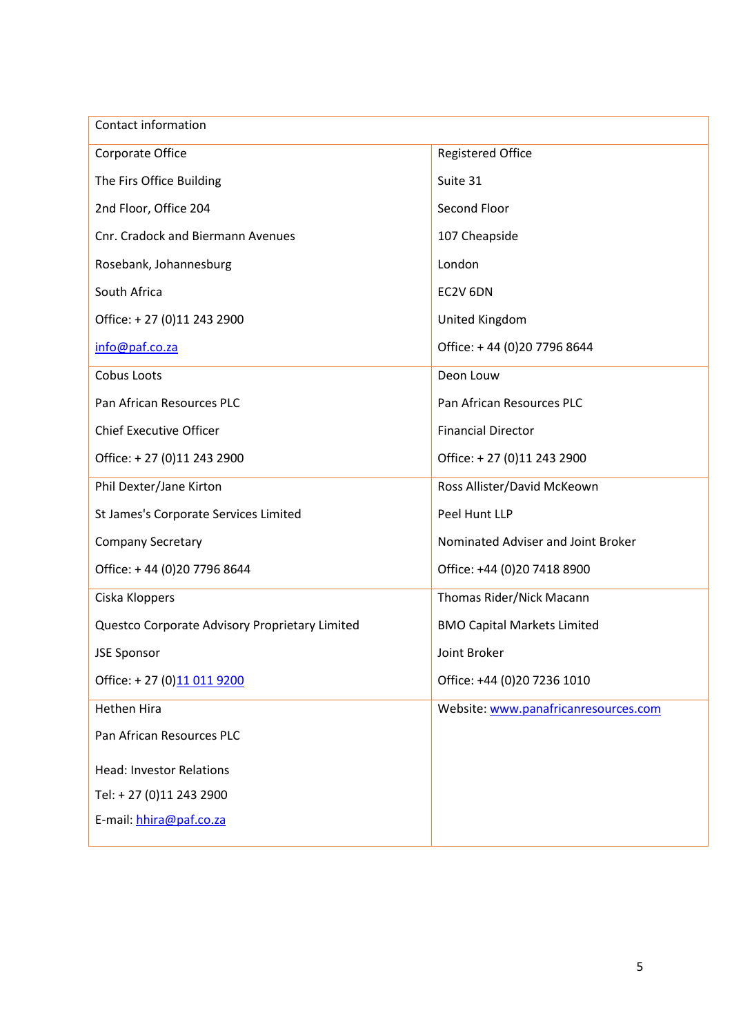| Contact information | |
|---|---|
| Corporate Office<br>The Firs Office Building<br>2nd Floor, Office 204<br>Cnr. Cradock and Biermann Avenues<br>Rosebank, Johannesburg<br>South Africa<br>Office: + 27 (0)11 243 2900<br>info@paf.co.za | Registered Office<br>Suite 31<br>Second Floor<br>107 Cheapside<br>London<br>EC2V 6DN<br>United Kingdom<br>Office: + 44 (0)20 7796 8644 |
| Cobus Loots<br>Pan African Resources PLC<br>Chief Executive Officer<br>Office: + 27 (0)11 243 2900 | Deon Louw<br>Pan African Resources PLC<br>Financial Director<br>Office: + 27 (0)11 243 2900 |
| Phil Dexter/Jane Kirton<br>St James's Corporate Services Limited<br>Company Secretary<br>Office: + 44 (0)20 7796 8644 | Ross Allister/David McKeown<br>Peel Hunt LLP<br>Nominated Adviser and Joint Broker<br>Office: +44 (0)20 7418 8900 |
| Ciska Kloppers<br>Questco Corporate Advisory Proprietary Limited<br>JSE Sponsor<br>Office: + 27 (0)11 011 9200 | Thomas Rider/Nick Macann<br>BMO Capital Markets Limited<br>Joint Broker<br>Office: +44 (0)20 7236 1010 |
| Hethen Hira<br>Pan African Resources PLC<br>Head: Investor Relations<br>Tel: + 27 (0)11 243 2900<br>E-mail: hhira@paf.co.za | Website: www.panafricanresources.com |